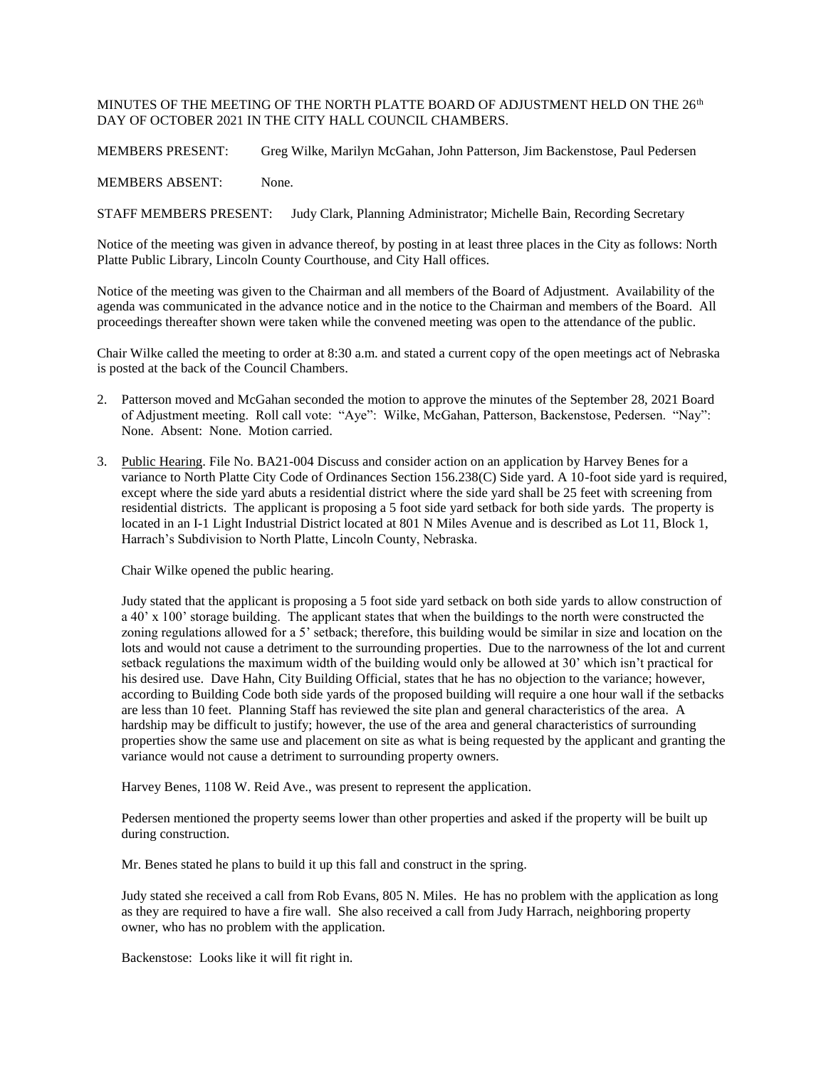MINUTES OF THE MEETING OF THE NORTH PLATTE BOARD OF ADJUSTMENT HELD ON THE 26th DAY OF OCTOBER 2021 IN THE CITY HALL COUNCIL CHAMBERS.

MEMBERS PRESENT: Greg Wilke, Marilyn McGahan, John Patterson, Jim Backenstose, Paul Pedersen

MEMBERS ABSENT: None.

STAFF MEMBERS PRESENT: Judy Clark, Planning Administrator; Michelle Bain, Recording Secretary

Notice of the meeting was given in advance thereof, by posting in at least three places in the City as follows: North Platte Public Library, Lincoln County Courthouse, and City Hall offices.

Notice of the meeting was given to the Chairman and all members of the Board of Adjustment. Availability of the agenda was communicated in the advance notice and in the notice to the Chairman and members of the Board. All proceedings thereafter shown were taken while the convened meeting was open to the attendance of the public.

Chair Wilke called the meeting to order at 8:30 a.m. and stated a current copy of the open meetings act of Nebraska is posted at the back of the Council Chambers.

2. Patterson moved and McGahan seconded the motion to approve the minutes of the September 28, 2021 Board of Adjustment meeting. Roll call vote: "Aye": Wilke, McGahan, Patterson, Backenstose, Pedersen. "Nay": None. Absent: None. Motion carried.

3. Public Hearing. File No. BA21-004 Discuss and consider action on an application by Harvey Benes for a variance to North Platte City Code of Ordinances Section 156.238(C) Side yard. A 10-foot side yard is required, except where the side yard abuts a residential district where the side yard shall be 25 feet with screening from residential districts. The applicant is proposing a 5 foot side yard setback for both side yards. The property is located in an I-1 Light Industrial District located at 801 N Miles Avenue and is described as Lot 11, Block 1, Harrach's Subdivision to North Platte, Lincoln County, Nebraska.

   Chair Wilke opened the public hearing.

   Judy stated that the applicant is proposing a 5 foot side yard setback on both side yards to allow construction of a 40' x 100' storage building. The applicant states that when the buildings to the north were constructed the zoning regulations allowed for a 5' setback; therefore, this building would be similar in size and location on the lots and would not cause a detriment to the surrounding properties. Due to the narrowness of the lot and current setback regulations the maximum width of the building would only be allowed at 30' which isn't practical for his desired use. Dave Hahn, City Building Official, states that he has no objection to the variance; however, according to Building Code both side yards of the proposed building will require a one hour wall if the setbacks are less than 10 feet. Planning Staff has reviewed the site plan and general characteristics of the area. A hardship may be difficult to justify; however, the use of the area and general characteristics of surrounding properties show the same use and placement on site as what is being requested by the applicant and granting the variance would not cause a detriment to surrounding property owners.

   Harvey Benes, 1108 W. Reid Ave., was present to represent the application.

   Pedersen mentioned the property seems lower than other properties and asked if the property will be built up during construction.

   Mr. Benes stated he plans to build it up this fall and construct in the spring.

   Judy stated she received a call from Rob Evans, 805 N. Miles. He has no problem with the application as long as they are required to have a fire wall. She also received a call from Judy Harrach, neighboring property owner, who has no problem with the application.

   Backenstose: Looks like it will fit right in.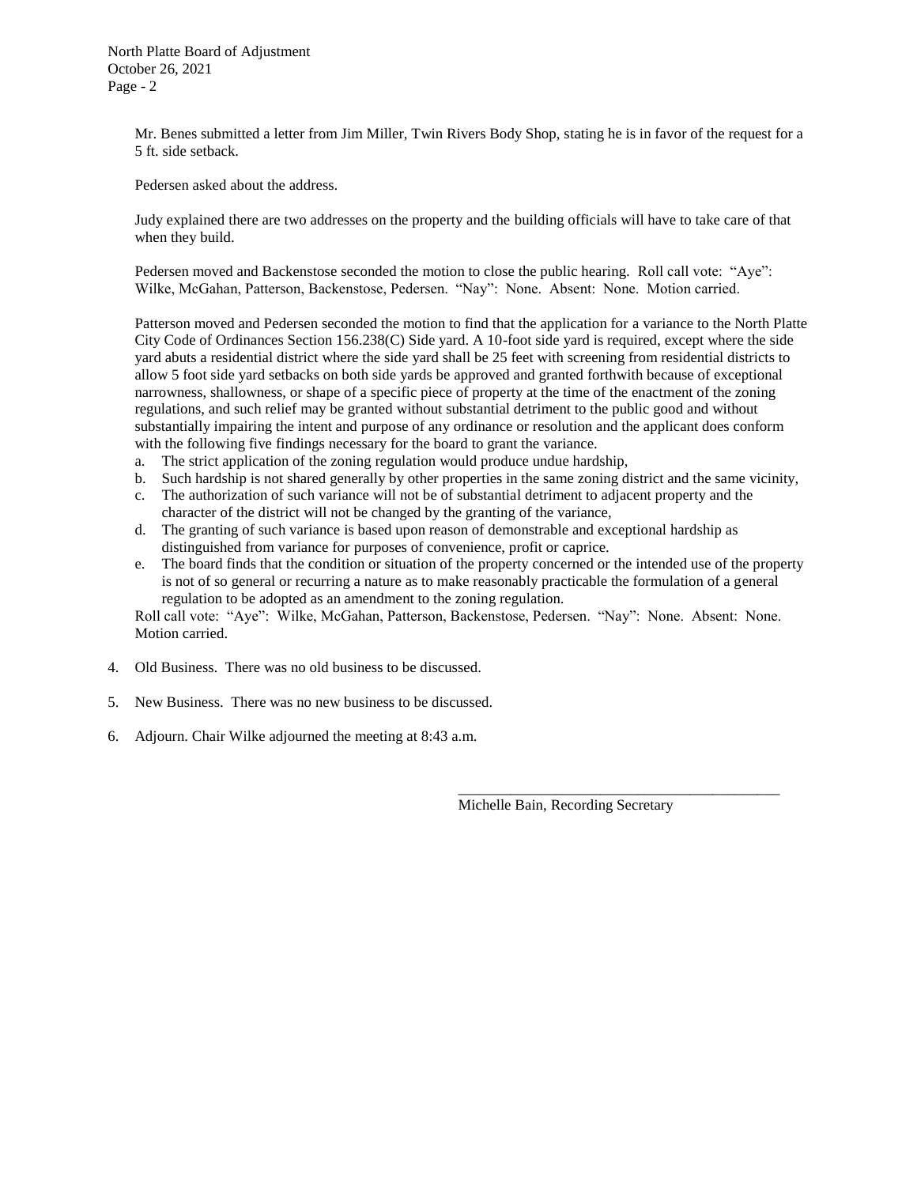Mr. Benes submitted a letter from Jim Miller, Twin Rivers Body Shop, stating he is in favor of the request for a 5 ft. side setback.

Pedersen asked about the address.

Judy explained there are two addresses on the property and the building officials will have to take care of that when they build.

Pedersen moved and Backenstose seconded the motion to close the public hearing. Roll call vote: "Aye": Wilke, McGahan, Patterson, Backenstose, Pedersen. "Nay": None. Absent: None. Motion carried.

Patterson moved and Pedersen seconded the motion to find that the application for a variance to the North Platte City Code of Ordinances Section 156.238(C) Side yard. A 10-foot side yard is required, except where the side yard abuts a residential district where the side yard shall be 25 feet with screening from residential districts to allow 5 foot side yard setbacks on both side yards be approved and granted forthwith because of exceptional narrowness, shallowness, or shape of a specific piece of property at the time of the enactment of the zoning regulations, and such relief may be granted without substantial detriment to the public good and without substantially impairing the intent and purpose of any ordinance or resolution and the applicant does conform with the following five findings necessary for the board to grant the variance.

a. The strict application of the zoning regulation would produce undue hardship,
b. Such hardship is not shared generally by other properties in the same zoning district and the same vicinity,
c. The authorization of such variance will not be of substantial detriment to adjacent property and the character of the district will not be changed by the granting of the variance,
d. The granting of such variance is based upon reason of demonstrable and exceptional hardship as distinguished from variance for purposes of convenience, profit or caprice.
e. The board finds that the condition or situation of the property concerned or the intended use of the property is not of so general or recurring a nature as to make reasonably practicable the formulation of a general regulation to be adopted as an amendment to the zoning regulation.

Roll call vote: "Aye": Wilke, McGahan, Patterson, Backenstose, Pedersen. "Nay": None. Absent: None. Motion carried.

4. Old Business. There was no old business to be discussed.

5. New Business. There was no new business to be discussed.

6. Adjourn. Chair Wilke adjourned the meeting at 8:43 a.m.

\_\_\_\_\_\_\_\_\_\_\_\_\_\_\_\_\_\_\_\_\_\_\_\_\_\_\_\_\_\_\_\_\_\_\_\_\_\_\_\_\_\_\_\_

Michelle Bain, Recording Secretary